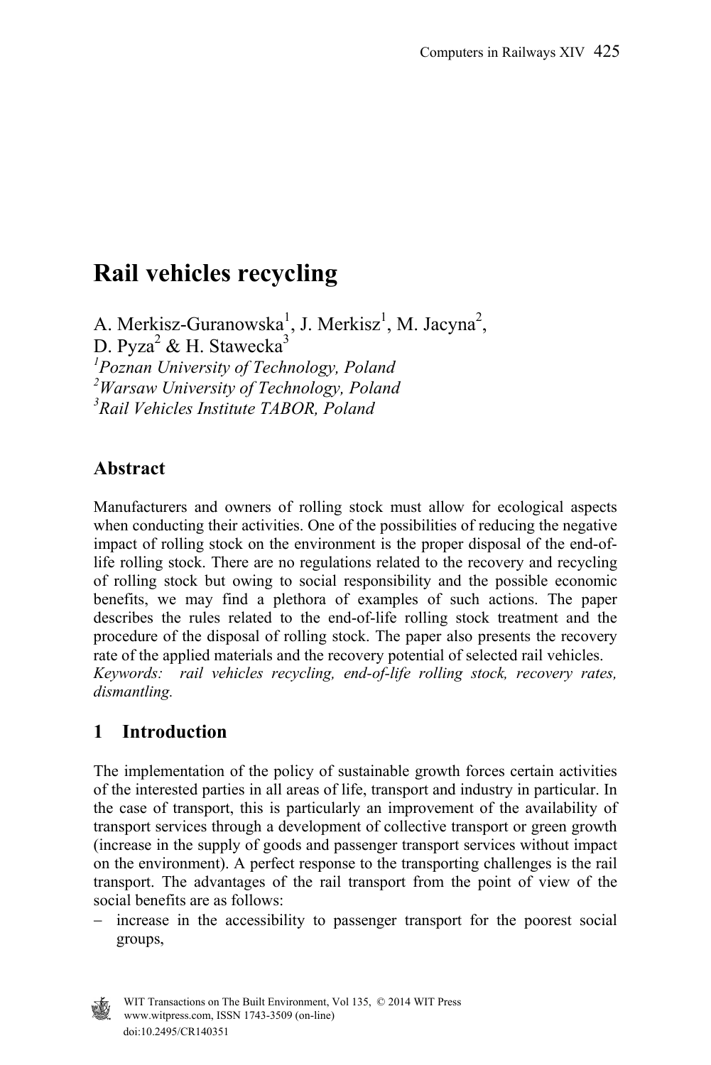# Rail vehicles recycling

A. Merkisz-Guranowska[1], J. Merkisz[1], M. Jacyna[2], D. Pyza[2] & H. Stawecka[3]

[1]*Poznan University of Technology, Poland*
[2]*Warsaw University of Technology, Poland*
[3]*Rail Vehicles Institute TABOR, Poland*

## Abstract

Manufacturers and owners of rolling stock must allow for ecological aspects when conducting their activities. One of the possibilities of reducing the negative impact of rolling stock on the environment is the proper disposal of the end-of-life rolling stock. There are no regulations related to the recovery and recycling of rolling stock but owing to social responsibility and the possible economic benefits, we may find a plethora of examples of such actions. The paper describes the rules related to the end-of-life rolling stock treatment and the procedure of the disposal of rolling stock. The paper also presents the recovery rate of the applied materials and the recovery potential of selected rail vehicles.

*Keywords: rail vehicles recycling, end-of-life rolling stock, recovery rates, dismantling.*

## 1 Introduction

The implementation of the policy of sustainable growth forces certain activities of the interested parties in all areas of life, transport and industry in particular. In the case of transport, this is particularly an improvement of the availability of transport services through a development of collective transport or green growth (increase in the supply of goods and passenger transport services without impact on the environment). A perfect response to the transporting challenges is the rail transport. The advantages of the rail transport from the point of view of the social benefits are as follows:

- increase in the accessibility to passenger transport for the poorest social groups,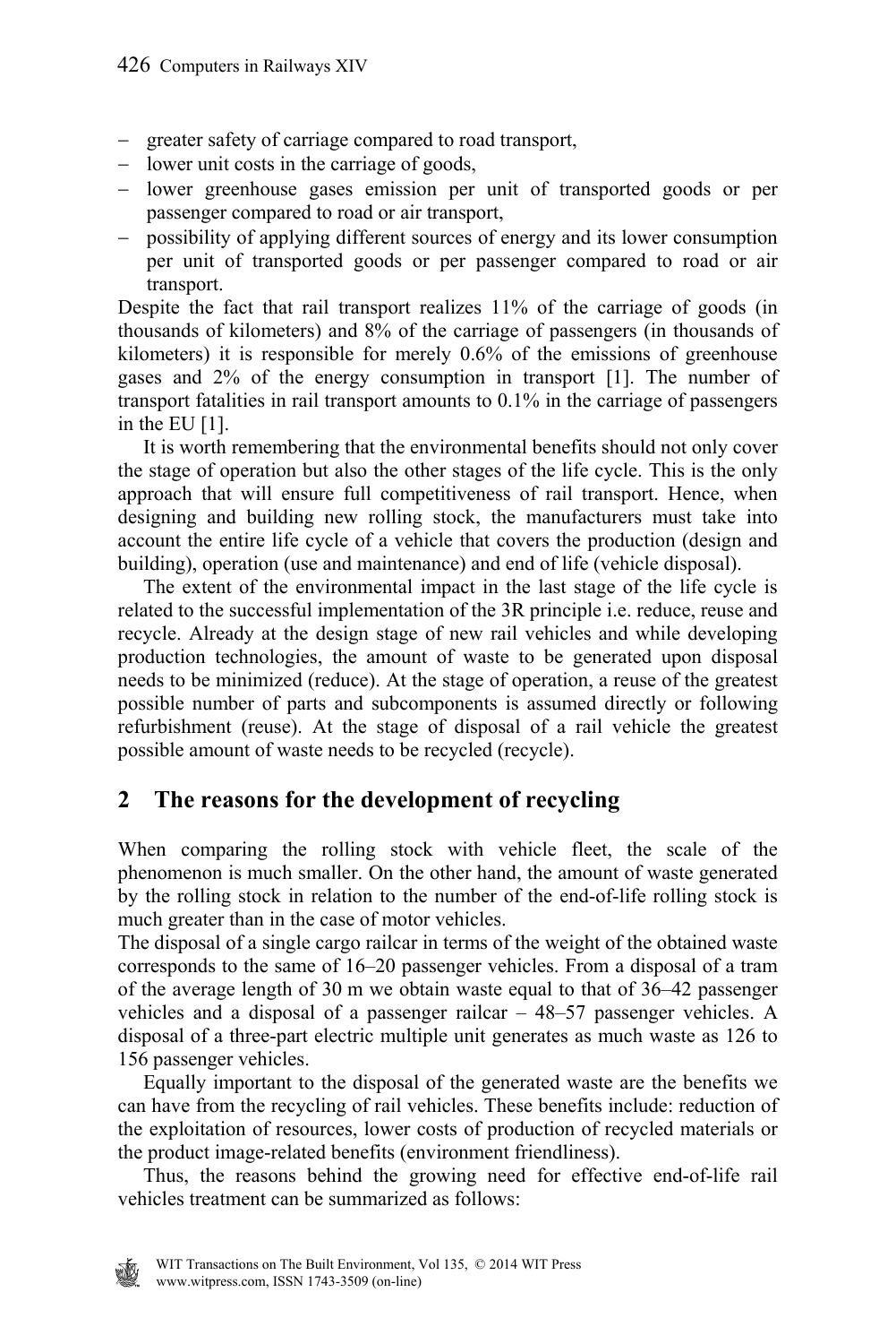- greater safety of carriage compared to road transport,
- lower unit costs in the carriage of goods,
- lower greenhouse gases emission per unit of transported goods or per passenger compared to road or air transport,
- possibility of applying different sources of energy and its lower consumption per unit of transported goods or per passenger compared to road or air transport.

Despite the fact that rail transport realizes 11% of the carriage of goods (in thousands of kilometers) and 8% of the carriage of passengers (in thousands of kilometers) it is responsible for merely 0.6% of the emissions of greenhouse gases and 2% of the energy consumption in transport [1]. The number of transport fatalities in rail transport amounts to 0.1% in the carriage of passengers in the EU [1].

It is worth remembering that the environmental benefits should not only cover the stage of operation but also the other stages of the life cycle. This is the only approach that will ensure full competitiveness of rail transport. Hence, when designing and building new rolling stock, the manufacturers must take into account the entire life cycle of a vehicle that covers the production (design and building), operation (use and maintenance) and end of life (vehicle disposal).

The extent of the environmental impact in the last stage of the life cycle is related to the successful implementation of the 3R principle i.e. reduce, reuse and recycle. Already at the design stage of new rail vehicles and while developing production technologies, the amount of waste to be generated upon disposal needs to be minimized (reduce). At the stage of operation, a reuse of the greatest possible number of parts and subcomponents is assumed directly or following refurbishment (reuse). At the stage of disposal of a rail vehicle the greatest possible amount of waste needs to be recycled (recycle).

## 2 The reasons for the development of recycling

When comparing the rolling stock with vehicle fleet, the scale of the phenomenon is much smaller. On the other hand, the amount of waste generated by the rolling stock in relation to the number of the end-of-life rolling stock is much greater than in the case of motor vehicles.

The disposal of a single cargo railcar in terms of the weight of the obtained waste corresponds to the same of 16–20 passenger vehicles. From a disposal of a tram of the average length of 30 m we obtain waste equal to that of 36–42 passenger vehicles and a disposal of a passenger railcar – 48–57 passenger vehicles. A disposal of a three-part electric multiple unit generates as much waste as 126 to 156 passenger vehicles.

Equally important to the disposal of the generated waste are the benefits we can have from the recycling of rail vehicles. These benefits include: reduction of the exploitation of resources, lower costs of production of recycled materials or the product image-related benefits (environment friendliness).

Thus, the reasons behind the growing need for effective end-of-life rail vehicles treatment can be summarized as follows: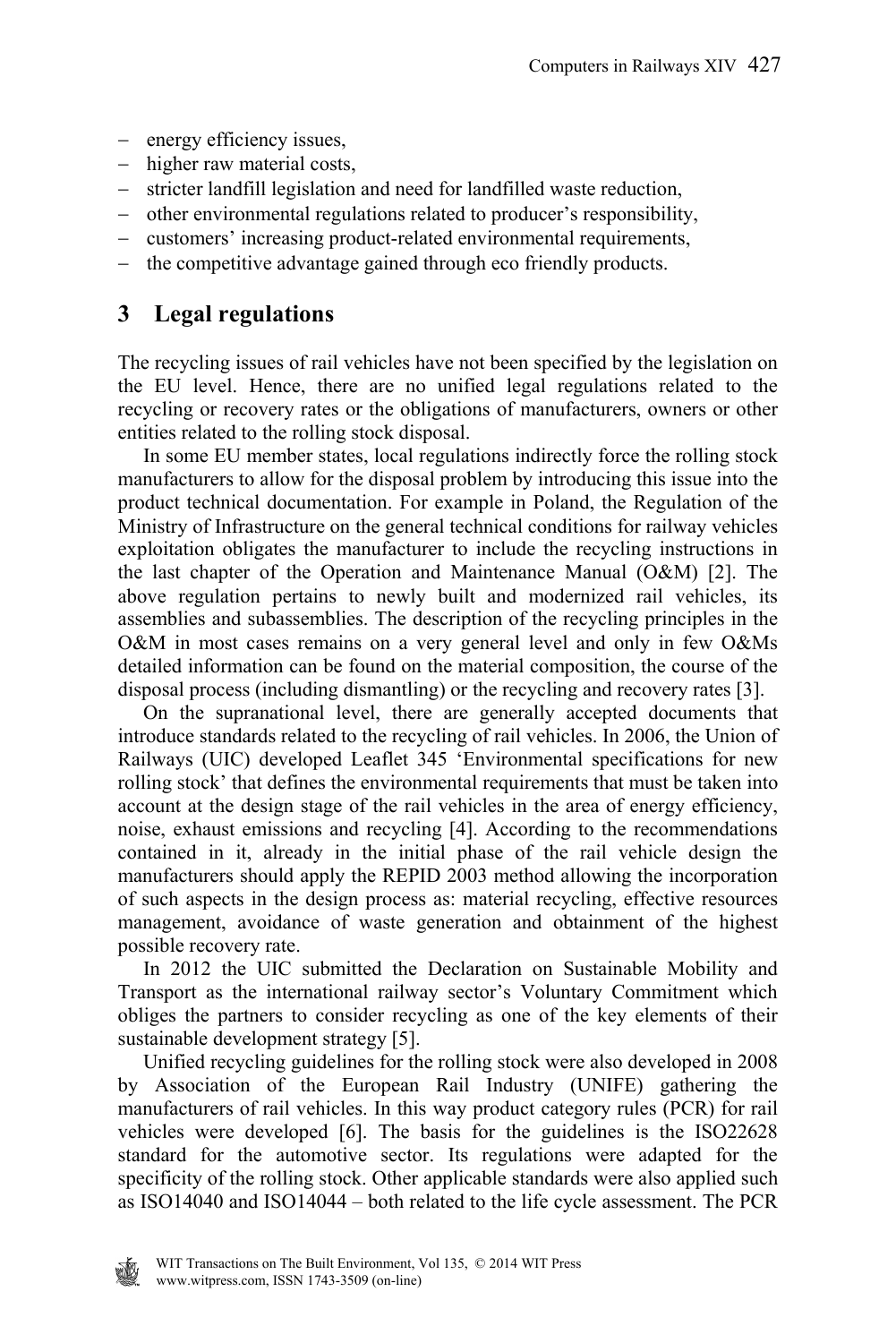- energy efficiency issues,
- higher raw material costs,
- stricter landfill legislation and need for landfilled waste reduction,
- other environmental regulations related to producer's responsibility,
- customers' increasing product-related environmental requirements,
- the competitive advantage gained through eco friendly products.

## 3 Legal regulations

The recycling issues of rail vehicles have not been specified by the legislation on the EU level. Hence, there are no unified legal regulations related to the recycling or recovery rates or the obligations of manufacturers, owners or other entities related to the rolling stock disposal.

In some EU member states, local regulations indirectly force the rolling stock manufacturers to allow for the disposal problem by introducing this issue into the product technical documentation. For example in Poland, the Regulation of the Ministry of Infrastructure on the general technical conditions for railway vehicles exploitation obligates the manufacturer to include the recycling instructions in the last chapter of the Operation and Maintenance Manual (O&M) [2]. The above regulation pertains to newly built and modernized rail vehicles, its assemblies and subassemblies. The description of the recycling principles in the O&M in most cases remains on a very general level and only in few O&Ms detailed information can be found on the material composition, the course of the disposal process (including dismantling) or the recycling and recovery rates [3].

On the supranational level, there are generally accepted documents that introduce standards related to the recycling of rail vehicles. In 2006, the Union of Railways (UIC) developed Leaflet 345 'Environmental specifications for new rolling stock' that defines the environmental requirements that must be taken into account at the design stage of the rail vehicles in the area of energy efficiency, noise, exhaust emissions and recycling [4]. According to the recommendations contained in it, already in the initial phase of the rail vehicle design the manufacturers should apply the REPID 2003 method allowing the incorporation of such aspects in the design process as: material recycling, effective resources management, avoidance of waste generation and obtainment of the highest possible recovery rate.

In 2012 the UIC submitted the Declaration on Sustainable Mobility and Transport as the international railway sector's Voluntary Commitment which obliges the partners to consider recycling as one of the key elements of their sustainable development strategy [5].

Unified recycling guidelines for the rolling stock were also developed in 2008 by Association of the European Rail Industry (UNIFE) gathering the manufacturers of rail vehicles. In this way product category rules (PCR) for rail vehicles were developed [6]. The basis for the guidelines is the ISO22628 standard for the automotive sector. Its regulations were adapted for the specificity of the rolling stock. Other applicable standards were also applied such as ISO14040 and ISO14044 – both related to the life cycle assessment. The PCR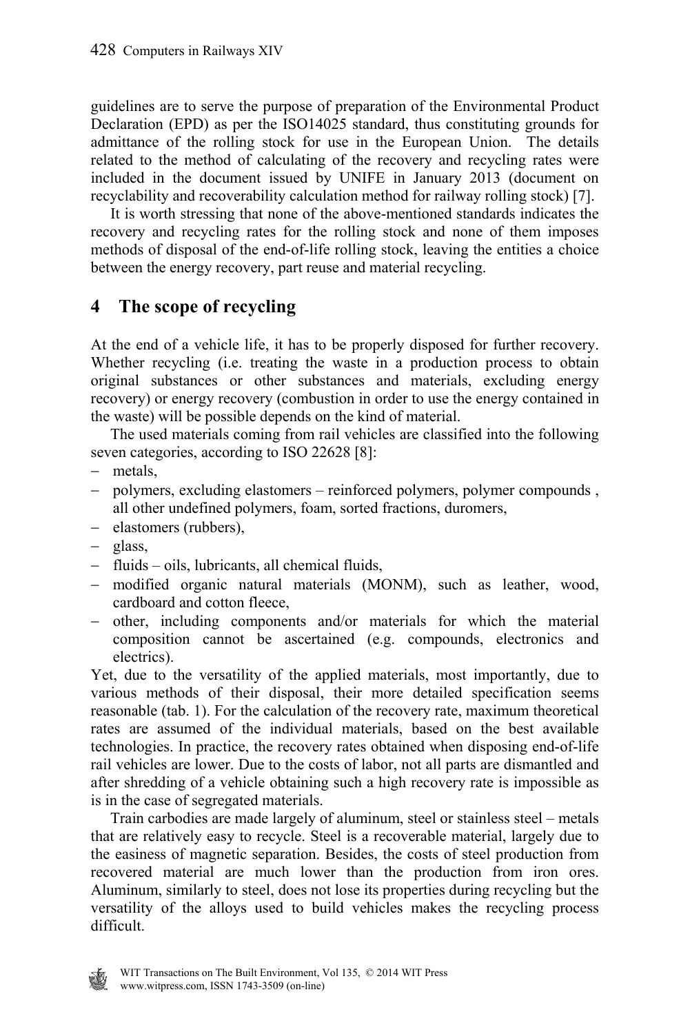guidelines are to serve the purpose of preparation of the Environmental Product Declaration (EPD) as per the ISO14025 standard, thus constituting grounds for admittance of the rolling stock for use in the European Union. The details related to the method of calculating of the recovery and recycling rates were included in the document issued by UNIFE in January 2013 (document on recyclability and recoverability calculation method for railway rolling stock) [7].

It is worth stressing that none of the above-mentioned standards indicates the recovery and recycling rates for the rolling stock and none of them imposes methods of disposal of the end-of-life rolling stock, leaving the entities a choice between the energy recovery, part reuse and material recycling.

## 4 The scope of recycling

At the end of a vehicle life, it has to be properly disposed for further recovery. Whether recycling (i.e. treating the waste in a production process to obtain original substances or other substances and materials, excluding energy recovery) or energy recovery (combustion in order to use the energy contained in the waste) will be possible depends on the kind of material.

The used materials coming from rail vehicles are classified into the following seven categories, according to ISO 22628 [8]:

- metals,
- polymers, excluding elastomers – reinforced polymers, polymer compounds , all other undefined polymers, foam, sorted fractions, duromers,
- elastomers (rubbers),
- glass,
- fluids – oils, lubricants, all chemical fluids,
- modified organic natural materials (MONM), such as leather, wood, cardboard and cotton fleece,
- other, including components and/or materials for which the material composition cannot be ascertained (e.g. compounds, electronics and electrics).

Yet, due to the versatility of the applied materials, most importantly, due to various methods of their disposal, their more detailed specification seems reasonable (tab. 1). For the calculation of the recovery rate, maximum theoretical rates are assumed of the individual materials, based on the best available technologies. In practice, the recovery rates obtained when disposing end-of-life rail vehicles are lower. Due to the costs of labor, not all parts are dismantled and after shredding of a vehicle obtaining such a high recovery rate is impossible as is in the case of segregated materials.

Train carbodies are made largely of aluminum, steel or stainless steel – metals that are relatively easy to recycle. Steel is a recoverable material, largely due to the easiness of magnetic separation. Besides, the costs of steel production from recovered material are much lower than the production from iron ores. Aluminum, similarly to steel, does not lose its properties during recycling but the versatility of the alloys used to build vehicles makes the recycling process difficult.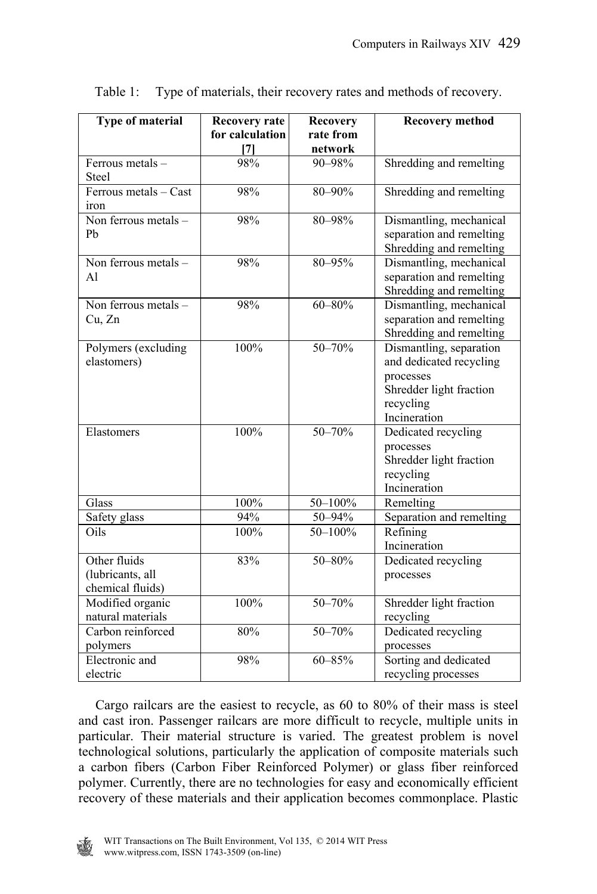Table 1: Type of materials, their recovery rates and methods of recovery.

| Type of material | Recovery rate for calculation [7] | Recovery rate from network | Recovery method |
|---|---|---|---|
| Ferrous metals – Steel | 98% | 90–98% | Shredding and remelting |
| Ferrous metals – Cast iron | 98% | 80–90% | Shredding and remelting |
| Non ferrous metals – Pb | 98% | 80–98% | Dismantling, mechanical separation and remelting<br>Shredding and remelting |
| Non ferrous metals – Al | 98% | 80–95% | Dismantling, mechanical separation and remelting<br>Shredding and remelting |
| Non ferrous metals – Cu, Zn | 98% | 60–80% | Dismantling, mechanical separation and remelting<br>Shredding and remelting |
| Polymers (excluding elastomers) | 100% | 50–70% | Dismantling, separation and dedicated recycling processes<br>Shredder light fraction recycling<br>Incineration |
| Elastomers | 100% | 50–70% | Dedicated recycling processes<br>Shredder light fraction recycling<br>Incineration |
| Glass | 100% | 50–100% | Remelting |
| Safety glass | 94% | 50–94% | Separation and remelting |
| Oils | 100% | 50–100% | Refining<br>Incineration |
| Other fluids (lubricants, all chemical fluids) | 83% | 50–80% | Dedicated recycling processes |
| Modified organic natural materials | 100% | 50–70% | Shredder light fraction recycling |
| Carbon reinforced polymers | 80% | 50–70% | Dedicated recycling processes |
| Electronic and electric | 98% | 60–85% | Sorting and dedicated recycling processes |

Cargo railcars are the easiest to recycle, as 60 to 80% of their mass is steel and cast iron. Passenger railcars are more difficult to recycle, multiple units in particular. Their material structure is varied. The greatest problem is novel technological solutions, particularly the application of composite materials such a carbon fibers (Carbon Fiber Reinforced Polymer) or glass fiber reinforced polymer. Currently, there are no technologies for easy and economically efficient recovery of these materials and their application becomes commonplace. Plastic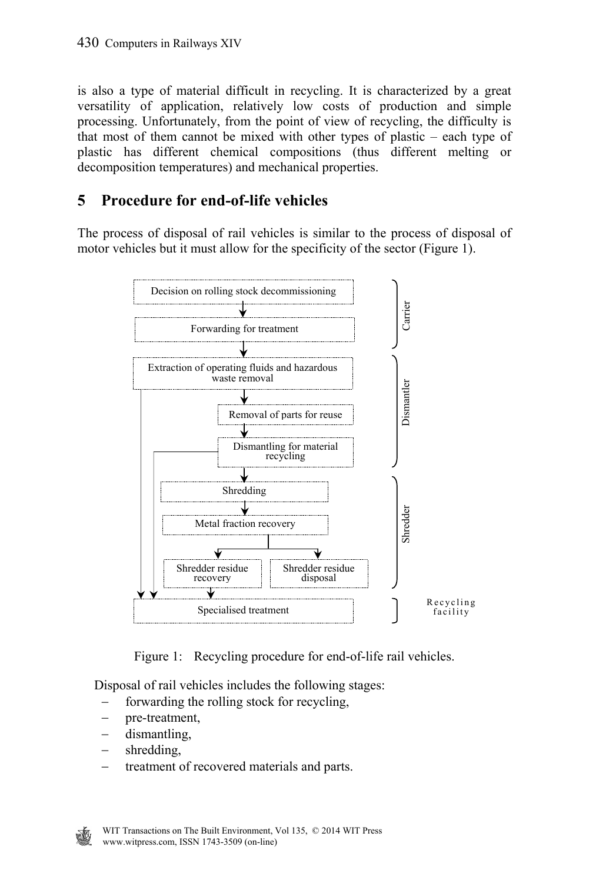is also a type of material difficult in recycling. It is characterized by a great versatility of application, relatively low costs of production and simple processing. Unfortunately, from the point of view of recycling, the difficulty is that most of them cannot be mixed with other types of plastic – each type of plastic has different chemical compositions (thus different melting or decomposition temperatures) and mechanical properties.

## 5 Procedure for end-of-life vehicles

The process of disposal of rail vehicles is similar to the process of disposal of motor vehicles but it must allow for the specificity of the sector (Figure 1).

Figure 1: Recycling procedure for end-of-life rail vehicles.

Disposal of rail vehicles includes the following stages:

- forwarding the rolling stock for recycling,
- pre-treatment,
- dismantling,
- shredding,
- treatment of recovered materials and parts.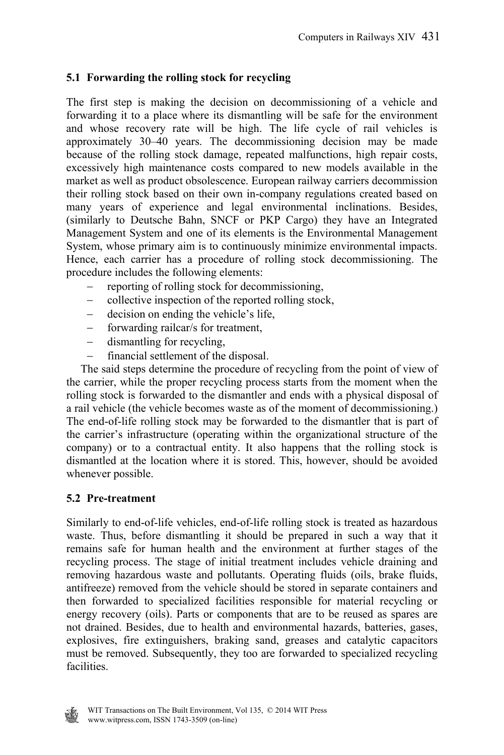### 5.1 Forwarding the rolling stock for recycling

The first step is making the decision on decommissioning of a vehicle and forwarding it to a place where its dismantling will be safe for the environment and whose recovery rate will be high. The life cycle of rail vehicles is approximately 30–40 years. The decommissioning decision may be made because of the rolling stock damage, repeated malfunctions, high repair costs, excessively high maintenance costs compared to new models available in the market as well as product obsolescence. European railway carriers decommission their rolling stock based on their own in-company regulations created based on many years of experience and legal environmental inclinations. Besides, (similarly to Deutsche Bahn, SNCF or PKP Cargo) they have an Integrated Management System and one of its elements is the Environmental Management System, whose primary aim is to continuously minimize environmental impacts. Hence, each carrier has a procedure of rolling stock decommissioning. The procedure includes the following elements:

- reporting of rolling stock for decommissioning,
- collective inspection of the reported rolling stock,
- decision on ending the vehicle's life,
- forwarding railcar/s for treatment,
- dismantling for recycling,
- financial settlement of the disposal.

The said steps determine the procedure of recycling from the point of view of the carrier, while the proper recycling process starts from the moment when the rolling stock is forwarded to the dismantler and ends with a physical disposal of a rail vehicle (the vehicle becomes waste as of the moment of decommissioning.) The end-of-life rolling stock may be forwarded to the dismantler that is part of the carrier's infrastructure (operating within the organizational structure of the company) or to a contractual entity. It also happens that the rolling stock is dismantled at the location where it is stored. This, however, should be avoided whenever possible.

### 5.2 Pre-treatment

Similarly to end-of-life vehicles, end-of-life rolling stock is treated as hazardous waste. Thus, before dismantling it should be prepared in such a way that it remains safe for human health and the environment at further stages of the recycling process. The stage of initial treatment includes vehicle draining and removing hazardous waste and pollutants. Operating fluids (oils, brake fluids, antifreeze) removed from the vehicle should be stored in separate containers and then forwarded to specialized facilities responsible for material recycling or energy recovery (oils). Parts or components that are to be reused as spares are not drained. Besides, due to health and environmental hazards, batteries, gases, explosives, fire extinguishers, braking sand, greases and catalytic capacitors must be removed. Subsequently, they too are forwarded to specialized recycling facilities.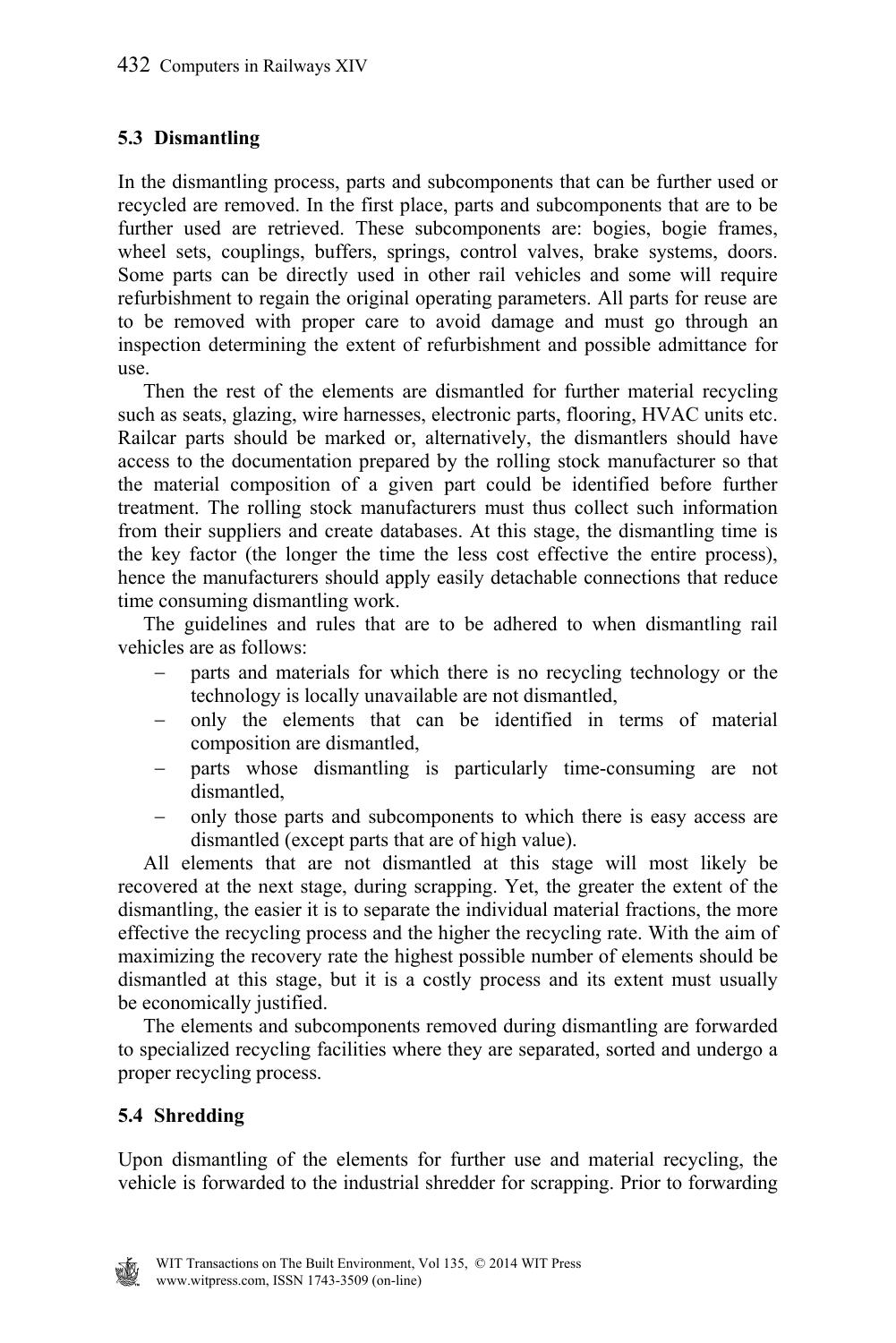### 5.3 Dismantling

In the dismantling process, parts and subcomponents that can be further used or recycled are removed. In the first place, parts and subcomponents that are to be further used are retrieved. These subcomponents are: bogies, bogie frames, wheel sets, couplings, buffers, springs, control valves, brake systems, doors. Some parts can be directly used in other rail vehicles and some will require refurbishment to regain the original operating parameters. All parts for reuse are to be removed with proper care to avoid damage and must go through an inspection determining the extent of refurbishment and possible admittance for use.

Then the rest of the elements are dismantled for further material recycling such as seats, glazing, wire harnesses, electronic parts, flooring, HVAC units etc. Railcar parts should be marked or, alternatively, the dismantlers should have access to the documentation prepared by the rolling stock manufacturer so that the material composition of a given part could be identified before further treatment. The rolling stock manufacturers must thus collect such information from their suppliers and create databases. At this stage, the dismantling time is the key factor (the longer the time the less cost effective the entire process), hence the manufacturers should apply easily detachable connections that reduce time consuming dismantling work.

The guidelines and rules that are to be adhered to when dismantling rail vehicles are as follows:

- parts and materials for which there is no recycling technology or the technology is locally unavailable are not dismantled,
- only the elements that can be identified in terms of material composition are dismantled,
- parts whose dismantling is particularly time-consuming are not dismantled,
- only those parts and subcomponents to which there is easy access are dismantled (except parts that are of high value).

All elements that are not dismantled at this stage will most likely be recovered at the next stage, during scrapping. Yet, the greater the extent of the dismantling, the easier it is to separate the individual material fractions, the more effective the recycling process and the higher the recycling rate. With the aim of maximizing the recovery rate the highest possible number of elements should be dismantled at this stage, but it is a costly process and its extent must usually be economically justified.

The elements and subcomponents removed during dismantling are forwarded to specialized recycling facilities where they are separated, sorted and undergo a proper recycling process.

### 5.4 Shredding

Upon dismantling of the elements for further use and material recycling, the vehicle is forwarded to the industrial shredder for scrapping. Prior to forwarding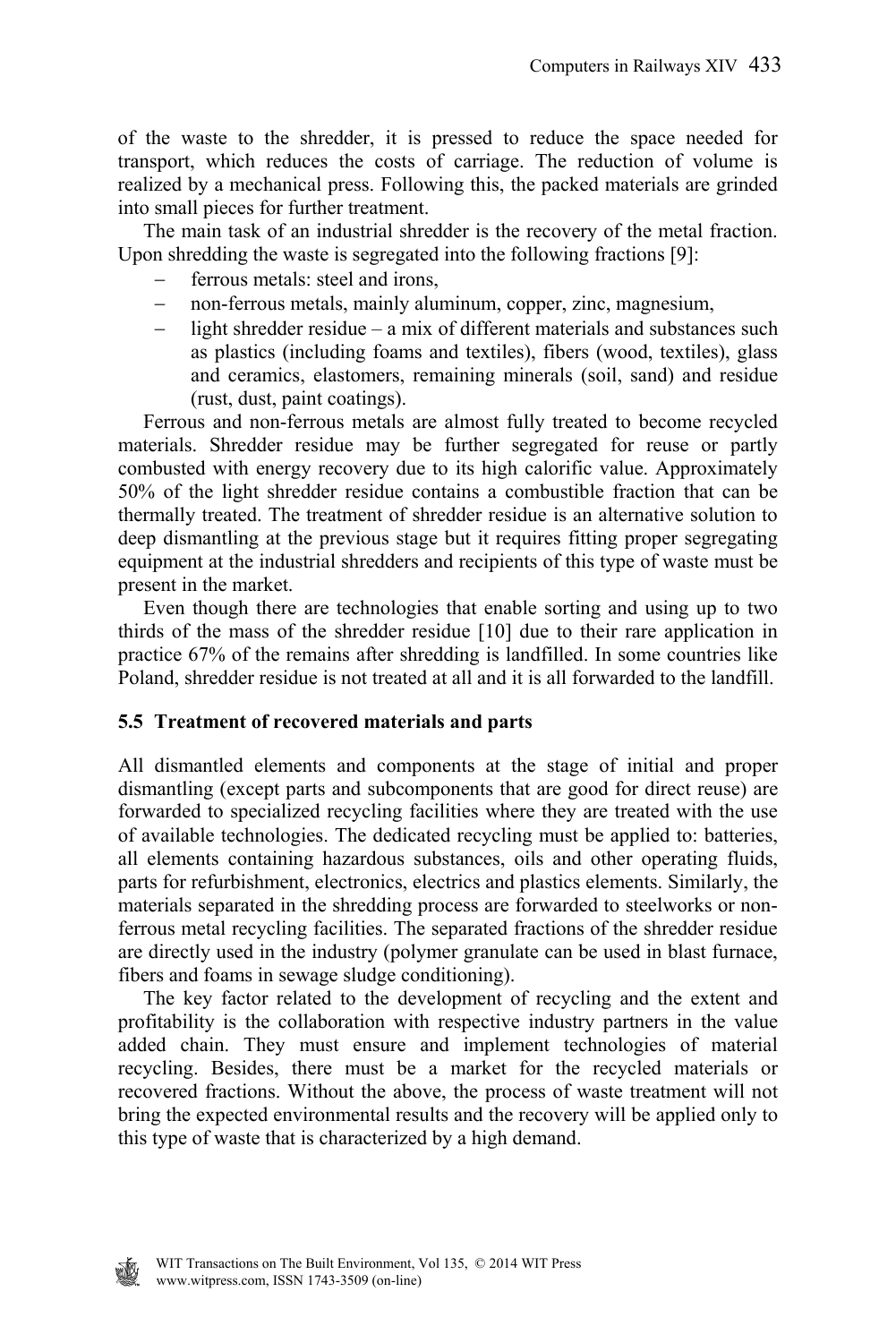of the waste to the shredder, it is pressed to reduce the space needed for transport, which reduces the costs of carriage. The reduction of volume is realized by a mechanical press. Following this, the packed materials are grinded into small pieces for further treatment.

The main task of an industrial shredder is the recovery of the metal fraction. Upon shredding the waste is segregated into the following fractions [9]:

- ferrous metals: steel and irons,
- non-ferrous metals, mainly aluminum, copper, zinc, magnesium,
- light shredder residue – a mix of different materials and substances such as plastics (including foams and textiles), fibers (wood, textiles), glass and ceramics, elastomers, remaining minerals (soil, sand) and residue (rust, dust, paint coatings).

Ferrous and non-ferrous metals are almost fully treated to become recycled materials. Shredder residue may be further segregated for reuse or partly combusted with energy recovery due to its high calorific value. Approximately 50% of the light shredder residue contains a combustible fraction that can be thermally treated. The treatment of shredder residue is an alternative solution to deep dismantling at the previous stage but it requires fitting proper segregating equipment at the industrial shredders and recipients of this type of waste must be present in the market.

Even though there are technologies that enable sorting and using up to two thirds of the mass of the shredder residue [10] due to their rare application in practice 67% of the remains after shredding is landfilled. In some countries like Poland, shredder residue is not treated at all and it is all forwarded to the landfill.

### 5.5 Treatment of recovered materials and parts

All dismantled elements and components at the stage of initial and proper dismantling (except parts and subcomponents that are good for direct reuse) are forwarded to specialized recycling facilities where they are treated with the use of available technologies. The dedicated recycling must be applied to: batteries, all elements containing hazardous substances, oils and other operating fluids, parts for refurbishment, electronics, electrics and plastics elements. Similarly, the materials separated in the shredding process are forwarded to steelworks or non-ferrous metal recycling facilities. The separated fractions of the shredder residue are directly used in the industry (polymer granulate can be used in blast furnace, fibers and foams in sewage sludge conditioning).

The key factor related to the development of recycling and the extent and profitability is the collaboration with respective industry partners in the value added chain. They must ensure and implement technologies of material recycling. Besides, there must be a market for the recycled materials or recovered fractions. Without the above, the process of waste treatment will not bring the expected environmental results and the recovery will be applied only to this type of waste that is characterized by a high demand.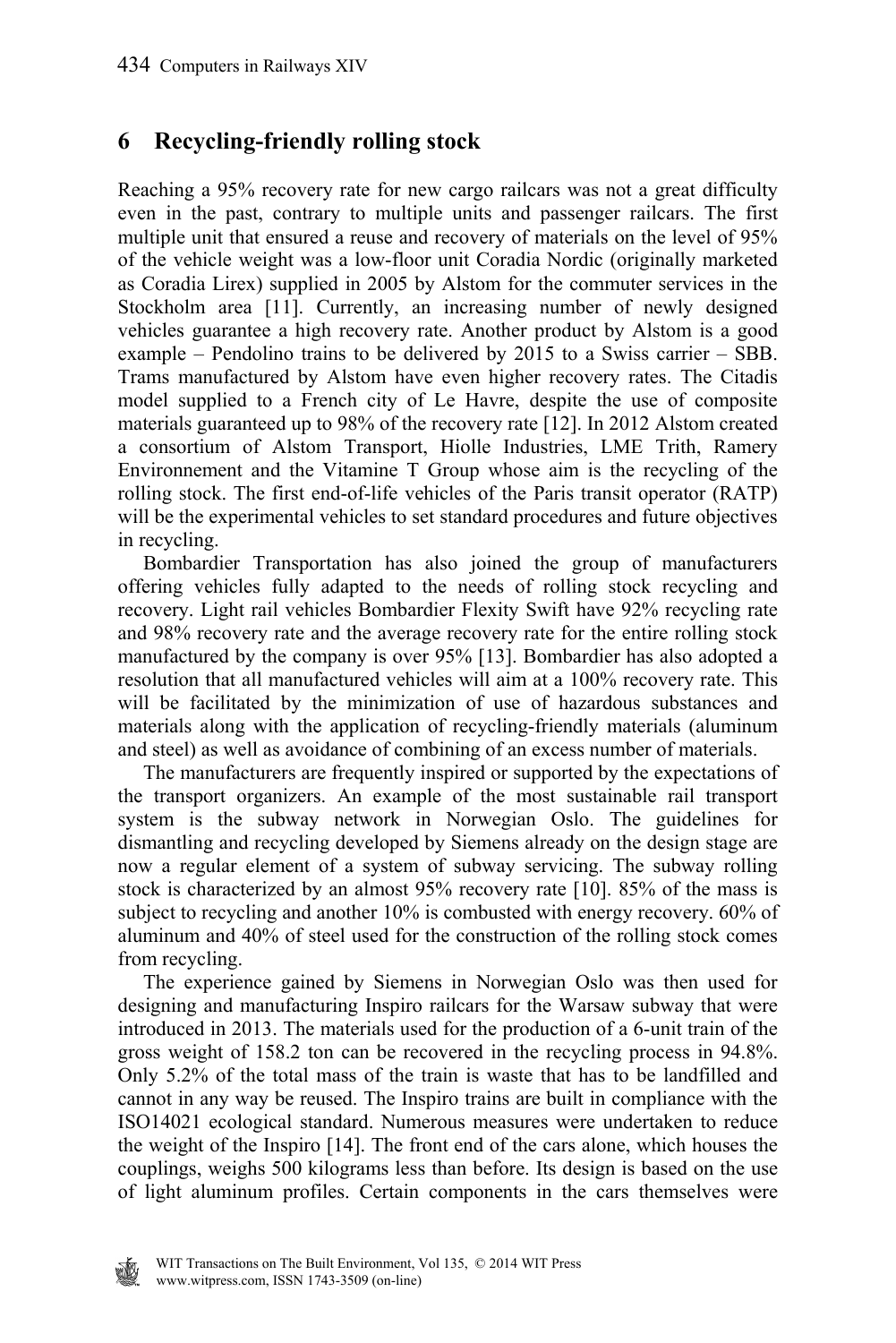## 6 Recycling-friendly rolling stock

Reaching a 95% recovery rate for new cargo railcars was not a great difficulty even in the past, contrary to multiple units and passenger railcars. The first multiple unit that ensured a reuse and recovery of materials on the level of 95% of the vehicle weight was a low-floor unit Coradia Nordic (originally marketed as Coradia Lirex) supplied in 2005 by Alstom for the commuter services in the Stockholm area [11]. Currently, an increasing number of newly designed vehicles guarantee a high recovery rate. Another product by Alstom is a good example – Pendolino trains to be delivered by 2015 to a Swiss carrier – SBB. Trams manufactured by Alstom have even higher recovery rates. The Citadis model supplied to a French city of Le Havre, despite the use of composite materials guaranteed up to 98% of the recovery rate [12]. In 2012 Alstom created a consortium of Alstom Transport, Hiolle Industries, LME Trith, Ramery Environnement and the Vitamine T Group whose aim is the recycling of the rolling stock. The first end-of-life vehicles of the Paris transit operator (RATP) will be the experimental vehicles to set standard procedures and future objectives in recycling.

Bombardier Transportation has also joined the group of manufacturers offering vehicles fully adapted to the needs of rolling stock recycling and recovery. Light rail vehicles Bombardier Flexity Swift have 92% recycling rate and 98% recovery rate and the average recovery rate for the entire rolling stock manufactured by the company is over 95% [13]. Bombardier has also adopted a resolution that all manufactured vehicles will aim at a 100% recovery rate. This will be facilitated by the minimization of use of hazardous substances and materials along with the application of recycling-friendly materials (aluminum and steel) as well as avoidance of combining of an excess number of materials.

The manufacturers are frequently inspired or supported by the expectations of the transport organizers. An example of the most sustainable rail transport system is the subway network in Norwegian Oslo. The guidelines for dismantling and recycling developed by Siemens already on the design stage are now a regular element of a system of subway servicing. The subway rolling stock is characterized by an almost 95% recovery rate [10]. 85% of the mass is subject to recycling and another 10% is combusted with energy recovery. 60% of aluminum and 40% of steel used for the construction of the rolling stock comes from recycling.

The experience gained by Siemens in Norwegian Oslo was then used for designing and manufacturing Inspiro railcars for the Warsaw subway that were introduced in 2013. The materials used for the production of a 6-unit train of the gross weight of 158.2 ton can be recovered in the recycling process in 94.8%. Only 5.2% of the total mass of the train is waste that has to be landfilled and cannot in any way be reused. The Inspiro trains are built in compliance with the ISO14021 ecological standard. Numerous measures were undertaken to reduce the weight of the Inspiro [14]. The front end of the cars alone, which houses the couplings, weighs 500 kilograms less than before. Its design is based on the use of light aluminum profiles. Certain components in the cars themselves were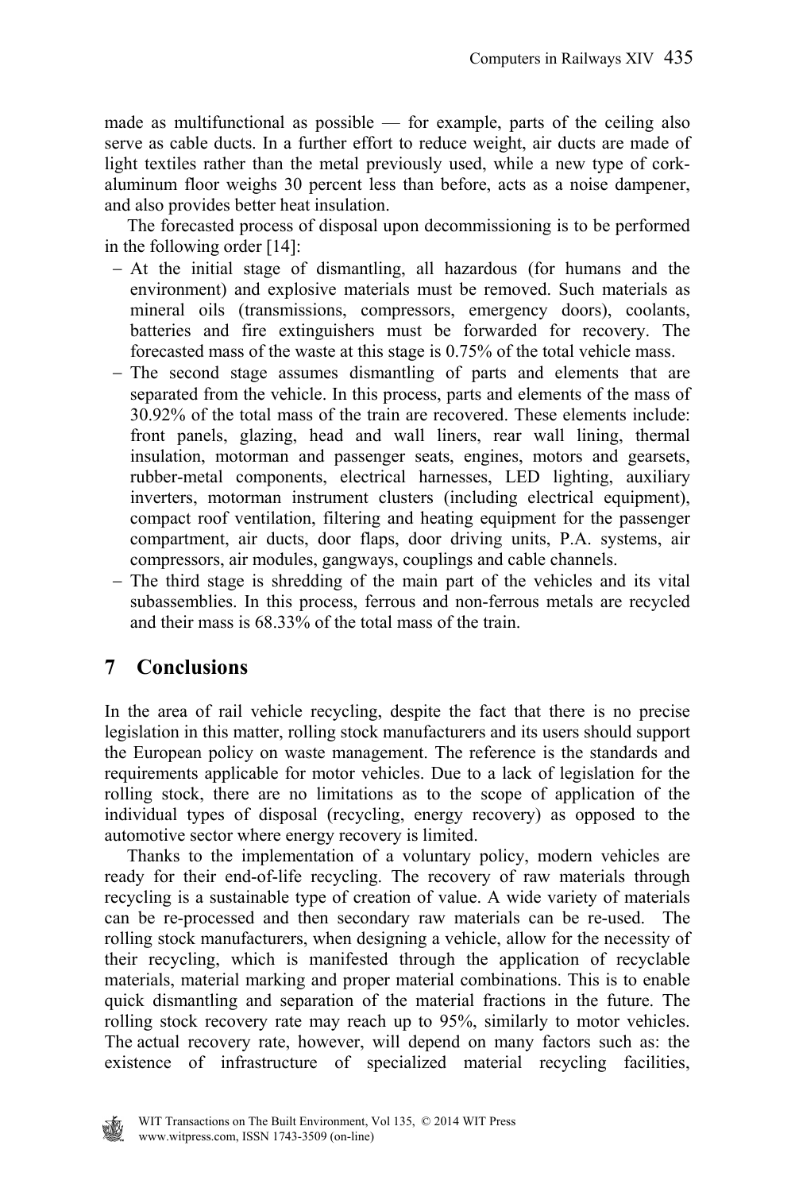made as multifunctional as possible — for example, parts of the ceiling also serve as cable ducts. In a further effort to reduce weight, air ducts are made of light textiles rather than the metal previously used, while a new type of cork-aluminum floor weighs 30 percent less than before, acts as a noise dampener, and also provides better heat insulation.

The forecasted process of disposal upon decommissioning is to be performed in the following order [14]:

- At the initial stage of dismantling, all hazardous (for humans and the environment) and explosive materials must be removed. Such materials as mineral oils (transmissions, compressors, emergency doors), coolants, batteries and fire extinguishers must be forwarded for recovery. The forecasted mass of the waste at this stage is 0.75% of the total vehicle mass.
- The second stage assumes dismantling of parts and elements that are separated from the vehicle. In this process, parts and elements of the mass of 30.92% of the total mass of the train are recovered. These elements include: front panels, glazing, head and wall liners, rear wall lining, thermal insulation, motorman and passenger seats, engines, motors and gearsets, rubber-metal components, electrical harnesses, LED lighting, auxiliary inverters, motorman instrument clusters (including electrical equipment), compact roof ventilation, filtering and heating equipment for the passenger compartment, air ducts, door flaps, door driving units, P.A. systems, air compressors, air modules, gangways, couplings and cable channels.
- The third stage is shredding of the main part of the vehicles and its vital subassemblies. In this process, ferrous and non-ferrous metals are recycled and their mass is 68.33% of the total mass of the train.

## 7 Conclusions

In the area of rail vehicle recycling, despite the fact that there is no precise legislation in this matter, rolling stock manufacturers and its users should support the European policy on waste management. The reference is the standards and requirements applicable for motor vehicles. Due to a lack of legislation for the rolling stock, there are no limitations as to the scope of application of the individual types of disposal (recycling, energy recovery) as opposed to the automotive sector where energy recovery is limited.

Thanks to the implementation of a voluntary policy, modern vehicles are ready for their end-of-life recycling. The recovery of raw materials through recycling is a sustainable type of creation of value. A wide variety of materials can be re-processed and then secondary raw materials can be re-used. The rolling stock manufacturers, when designing a vehicle, allow for the necessity of their recycling, which is manifested through the application of recyclable materials, material marking and proper material combinations. This is to enable quick dismantling and separation of the material fractions in the future. The rolling stock recovery rate may reach up to 95%, similarly to motor vehicles. The actual recovery rate, however, will depend on many factors such as: the existence of infrastructure of specialized material recycling facilities,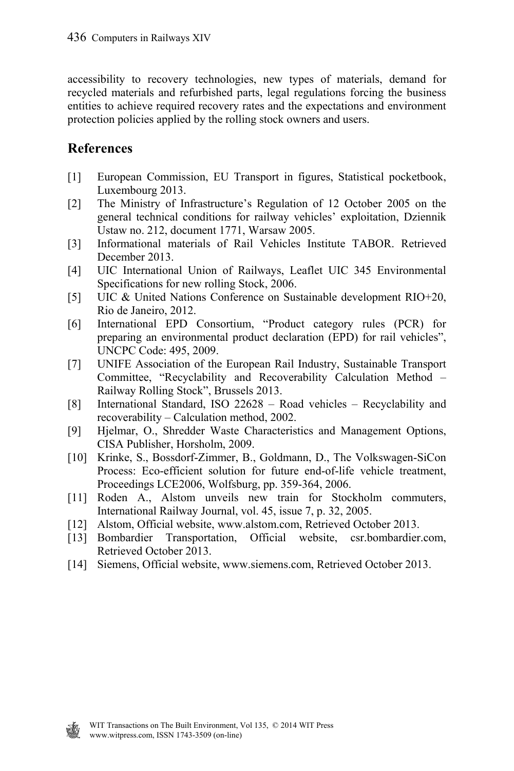accessibility to recovery technologies, new types of materials, demand for recycled materials and refurbished parts, legal regulations forcing the business entities to achieve required recovery rates and the expectations and environment protection policies applied by the rolling stock owners and users.

## References

[1] European Commission, EU Transport in figures, Statistical pocketbook, Luxembourg 2013.

[2] The Ministry of Infrastructure's Regulation of 12 October 2005 on the general technical conditions for railway vehicles' exploitation, Dziennik Ustaw no. 212, document 1771, Warsaw 2005.

[3] Informational materials of Rail Vehicles Institute TABOR. Retrieved December 2013.

[4] UIC International Union of Railways, Leaflet UIC 345 Environmental Specifications for new rolling Stock, 2006.

[5] UIC & United Nations Conference on Sustainable development RIO+20, Rio de Janeiro, 2012.

[6] International EPD Consortium, "Product category rules (PCR) for preparing an environmental product declaration (EPD) for rail vehicles", UNCPC Code: 495, 2009.

[7] UNIFE Association of the European Rail Industry, Sustainable Transport Committee, "Recyclability and Recoverability Calculation Method – Railway Rolling Stock", Brussels 2013.

[8] International Standard, ISO 22628 – Road vehicles – Recyclability and recoverability – Calculation method, 2002.

[9] Hjelmar, O., Shredder Waste Characteristics and Management Options, CISA Publisher, Horsholm, 2009.

[10] Krinke, S., Bossdorf-Zimmer, B., Goldmann, D., The Volkswagen-SiCon Process: Eco-efficient solution for future end-of-life vehicle treatment, Proceedings LCE2006, Wolfsburg, pp. 359-364, 2006.

[11] Roden A., Alstom unveils new train for Stockholm commuters, International Railway Journal, vol. 45, issue 7, p. 32, 2005.

[12] Alstom, Official website, www.alstom.com, Retrieved October 2013.

[13] Bombardier Transportation, Official website, csr.bombardier.com, Retrieved October 2013.

[14] Siemens, Official website, www.siemens.com, Retrieved October 2013.